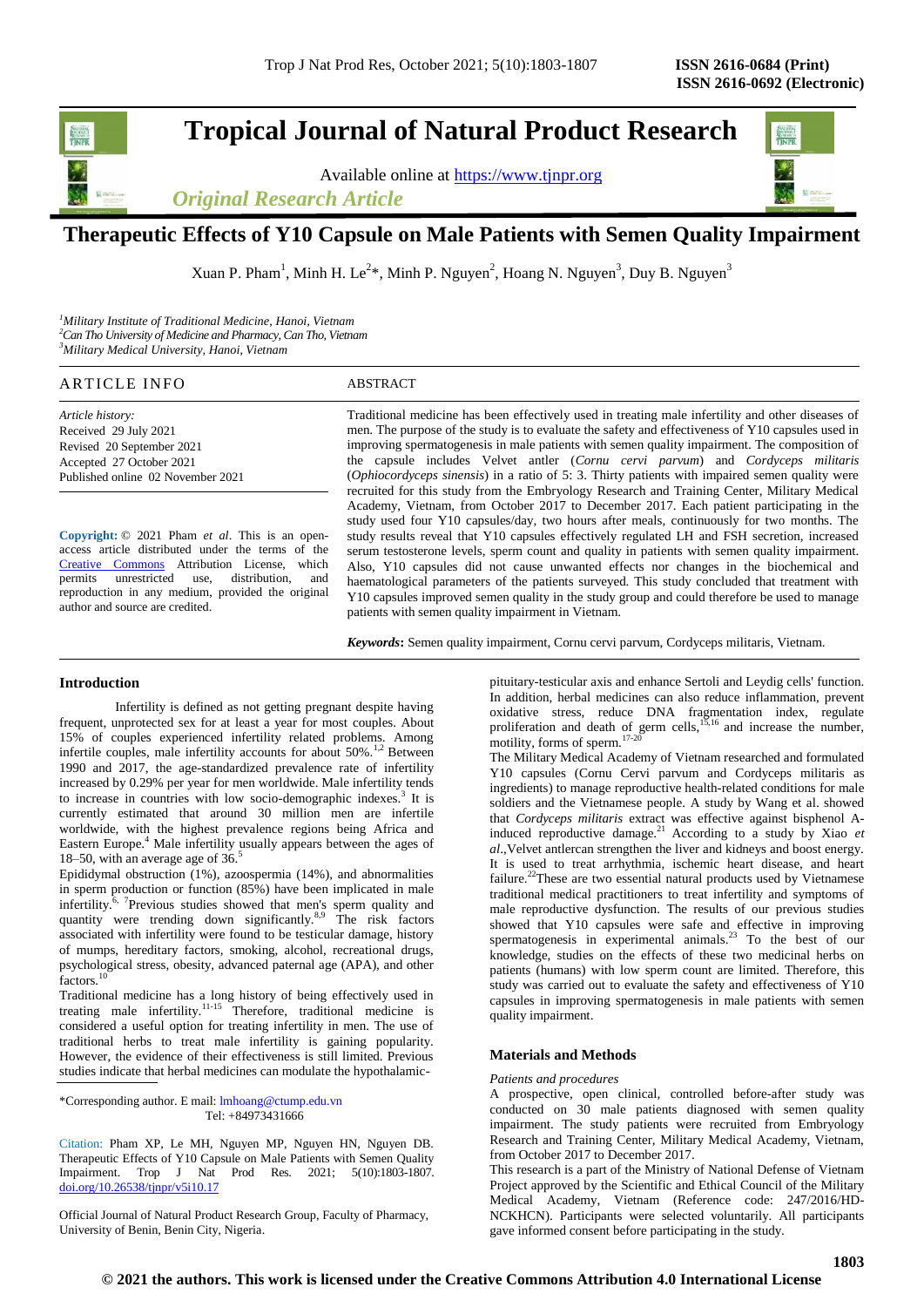# Tropical Journal of Natural Product Research

Available online at https://www.tjnpr.org

*Original Research Article*

## Therapeutic Effects of Y10 Capsule on Male Patients with Semen Quality Impairment

Xuan P. Pham[1], Minh H. Le[2]*, Minh P. Nguyen[2], Hoang N. Nguyen[3], Duy B. Nguyen[3]

[1]*Military Institute of Traditional Medicine, Hanoi, Vietnam*
[2]*Can Tho University of Medicine and Pharmacy, Can Tho, Vietnam*
[3]*Military Medical University, Hanoi, Vietnam*

### ARTICLE INFO

*Article history:*
Received 29 July 2021
Revised 20 September 2021
Accepted 27 October 2021
Published online 02 November 2021

**Copyright:** © 2021 Pham *et al*. This is an open-access article distributed under the terms of the Creative Commons Attribution License, which permits unrestricted use, distribution, and reproduction in any medium, provided the original author and source are credited.

### ABSTRACT

Traditional medicine has been effectively used in treating male infertility and other diseases of men. The purpose of the study is to evaluate the safety and effectiveness of Y10 capsules used in improving spermatogenesis in male patients with semen quality impairment. The composition of the capsule includes Velvet antler (*Cornu cervi parvum*) and *Cordyceps militaris* (*Ophiocordyceps sinensis*) in a ratio of 5: 3. Thirty patients with impaired semen quality were recruited for this study from the Embryology Research and Training Center, Military Medical Academy, Vietnam, from October 2017 to December 2017. Each patient participating in the study used four Y10 capsules/day, two hours after meals, continuously for two months. The study results reveal that Y10 capsules effectively regulated LH and FSH secretion, increased serum testosterone levels, sperm count and quality in patients with semen quality impairment. Also, Y10 capsules did not cause unwanted effects nor changes in the biochemical and haematological parameters of the patients surveyed. This study concluded that treatment with Y10 capsules improved semen quality in the study group and could therefore be used to manage patients with semen quality impairment in Vietnam.

***Keywords*:** Semen quality impairment, Cornu cervi parvum, Cordyceps militaris, Vietnam.

## Introduction

Infertility is defined as not getting pregnant despite having frequent, unprotected sex for at least a year for most couples. About 15% of couples experienced infertility related problems. Among infertile couples, male infertility accounts for about 50%.[1,2] Between 1990 and 2017, the age-standardized prevalence rate of infertility increased by 0.29% per year for men worldwide. Male infertility tends to increase in countries with low socio-demographic indexes.[3] It is currently estimated that around 30 million men are infertile worldwide, with the highest prevalence regions being Africa and Eastern Europe.[4] Male infertility usually appears between the ages of 18–50, with an average age of 36.[5]

Epididymal obstruction (1%), azoospermia (14%), and abnormalities in sperm production or function (85%) have been implicated in male infertility.[6, 7] Previous studies showed that men's sperm quality and quantity were trending down significantly.[8,9] The risk factors associated with infertility were found to be testicular damage, history of mumps, hereditary factors, smoking, alcohol, recreational drugs, psychological stress, obesity, advanced paternal age (APA), and other factors.[10]

Traditional medicine has a long history of being effectively used in treating male infertility.[11-15] Therefore, traditional medicine is considered a useful option for treating infertility in men. The use of traditional herbs to treat male infertility is gaining popularity. However, the evidence of their effectiveness is still limited. Previous studies indicate that herbal medicines can modulate the hypothalamic-pituitary-testicular axis and enhance Sertoli and Leydig cells' function. In addition, herbal medicines can also reduce inflammation, prevent oxidative stress, reduce DNA fragmentation index, regulate proliferation and death of germ cells,[15,16] and increase the number, motility, forms of sperm.[17-20]

The Military Medical Academy of Vietnam researched and formulated Y10 capsules (Cornu Cervi parvum and Cordyceps militaris as ingredients) to manage reproductive health-related conditions for male soldiers and the Vietnamese people. A study by Wang et al. showed that *Cordyceps militaris* extract was effective against bisphenol A-induced reproductive damage.[21] According to a study by Xiao *et al.*,Velvet antlercan strengthen the liver and kidneys and boost energy. It is used to treat arrhythmia, ischemic heart disease, and heart failure.[22]These are two essential natural products used by Vietnamese traditional medical practitioners to treat infertility and symptoms of male reproductive dysfunction. The results of our previous studies showed that Y10 capsules were safe and effective in improving spermatogenesis in experimental animals.[23] To the best of our knowledge, studies on the effects of these two medicinal herbs on patients (humans) with low sperm count are limited. Therefore, this study was carried out to evaluate the safety and effectiveness of Y10 capsules in improving spermatogenesis in male patients with semen quality impairment.

## Materials and Methods

*Patients and procedures*

A prospective, open clinical, controlled before-after study was conducted on 30 male patients diagnosed with semen quality impairment. The study patients were recruited from Embryology Research and Training Center, Military Medical Academy, Vietnam, from October 2017 to December 2017.

This research is a part of the Ministry of National Defense of Vietnam Project approved by the Scientific and Ethical Council of the Military Medical Academy, Vietnam (Reference code: 247/2016/HD-NCKHCN). Participants were selected voluntarily. All participants gave informed consent before participating in the study.

*Corresponding author. E mail: lmhoang@ctump.edu.vn
Tel: +84973431666

Citation: Pham XP, Le MH, Nguyen MP, Nguyen HN, Nguyen DB. Therapeutic Effects of Y10 Capsule on Male Patients with Semen Quality Impairment. Trop J Nat Prod Res. 2021; 5(10):1803-1807. doi.org/10.26538/tjnpr/v5i10.17

Official Journal of Natural Product Research Group, Faculty of Pharmacy, University of Benin, Benin City, Nigeria.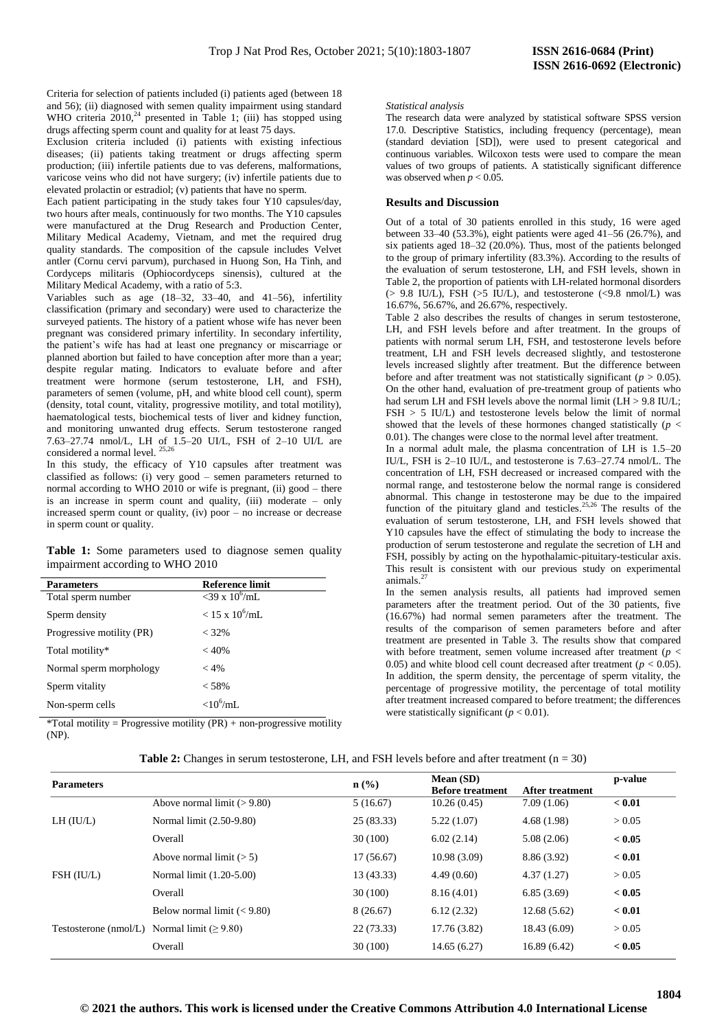Criteria for selection of patients included (i) patients aged (between 18 and 56); (ii) diagnosed with semen quality impairment using standard WHO criteria 2010,[24] presented in Table 1; (iii) has stopped using drugs affecting sperm count and quality for at least 75 days.

Exclusion criteria included (i) patients with existing infectious diseases; (ii) patients taking treatment or drugs affecting sperm production; (iii) infertile patients due to vas deferens, malformations, varicose veins who did not have surgery; (iv) infertile patients due to elevated prolactin or estradiol; (v) patients that have no sperm.

Each patient participating in the study takes four Y10 capsules/day, two hours after meals, continuously for two months. The Y10 capsules were manufactured at the Drug Research and Production Center, Military Medical Academy, Vietnam, and met the required drug quality standards. The composition of the capsule includes Velvet antler (Cornu cervi parvum), purchased in Huong Son, Ha Tinh, and Cordyceps militaris (Ophiocordyceps sinensis), cultured at the Military Medical Academy, with a ratio of 5:3.

Variables such as age (18–32, 33–40, and 41–56), infertility classification (primary and secondary) were used to characterize the surveyed patients. The history of a patient whose wife has never been pregnant was considered primary infertility. In secondary infertility, the patient's wife has had at least one pregnancy or miscarriage or planned abortion but failed to have conception after more than a year; despite regular mating. Indicators to evaluate before and after treatment were hormone (serum testosterone, LH, and FSH), parameters of semen (volume, pH, and white blood cell count), sperm (density, total count, vitality, progressive motility, and total motility), haematological tests, biochemical tests of liver and kidney function, and monitoring unwanted drug effects. Serum testosterone ranged 7.63–27.74 nmol/L, LH of 1.5–20 UI/L, FSH of 2–10 UI/L are considered a normal level.[25,26]

In this study, the efficacy of Y10 capsules after treatment was classified as follows: (i) very good – semen parameters returned to normal according to WHO 2010 or wife is pregnant, (ii) good – there is an increase in sperm count and quality, (iii) moderate – only increased sperm count or quality, (iv) poor – no increase or decrease in sperm count or quality.

**Table 1:** Some parameters used to diagnose semen quality impairment according to WHO 2010

| Parameters | Reference limit |
| --- | --- |
| Total sperm number | $<39 \times 10^6$/mL |
| Sperm density | $< 15 \times 10^6$/mL |
| Progressive motility (PR) | < 32% |
| Total motility* | < 40% |
| Normal sperm morphology | < 4% |
| Sperm vitality | < 58% |
| Non-sperm cells | $<10^6$/mL |

*Total motility = Progressive motility (PR) + non-progressive motility (NP).

*Statistical analysis*

The research data were analyzed by statistical software SPSS version 17.0. Descriptive Statistics, including frequency (percentage), mean (standard deviation [SD]), were used to present categorical and continuous variables. Wilcoxon tests were used to compare the mean values of two groups of patients. A statistically significant difference was observed when $p < 0.05$.

## Results and Discussion

Out of a total of 30 patients enrolled in this study, 16 were aged between 33–40 (53.3%), eight patients were aged 41–56 (26.7%), and six patients aged 18–32 (20.0%). Thus, most of the patients belonged to the group of primary infertility (83.3%). According to the results of the evaluation of serum testosterone, LH, and FSH levels, shown in Table 2, the proportion of patients with LH-related hormonal disorders (> 9.8 IU/L), FSH (>5 IU/L), and testosterone (<9.8 nmol/L) was 16.67%, 56.67%, and 26.67%, respectively.

Table 2 also describes the results of changes in serum testosterone, LH, and FSH levels before and after treatment. In the groups of patients with normal serum LH, FSH, and testosterone levels before treatment, LH and FSH levels decreased slightly, and testosterone levels increased slightly after treatment. But the difference between before and after treatment was not statistically significant ($p > 0.05$). On the other hand, evaluation of pre-treatment group of patients who had serum LH and FSH levels above the normal limit (LH > 9.8 IU/L; FSH > 5 IU/L) and testosterone levels below the limit of normal showed that the levels of these hormones changed statistically ($p < 0.01$). The changes were close to the normal level after treatment.

In a normal adult male, the plasma concentration of LH is 1.5–20 IU/L, FSH is 2–10 IU/L, and testosterone is 7.63–27.74 nmol/L. The concentration of LH, FSH decreased or increased compared with the normal range, and testosterone below the normal range is considered abnormal. This change in testosterone may be due to the impaired function of the pituitary gland and testicles.[25,26] The results of the evaluation of serum testosterone, LH, and FSH levels showed that Y10 capsules have the effect of stimulating the body to increase the production of serum testosterone and regulate the secretion of LH and FSH, possibly by acting on the hypothalamic-pituitary-testicular axis. This result is consistent with our previous study on experimental animals.[27]

In the semen analysis results, all patients had improved semen parameters after the treatment period. Out of the 30 patients, five (16.67%) had normal semen parameters after the treatment. The results of the comparison of semen parameters before and after treatment are presented in Table 3. The results show that compared with before treatment, semen volume increased after treatment ($p < 0.05$) and white blood cell count decreased after treatment ($p < 0.05$). In addition, the sperm density, the percentage of sperm vitality, the percentage of progressive motility, the percentage of total motility after treatment increased compared to before treatment; the differences were statistically significant ($p < 0.01$).

**Table 2:** Changes in serum testosterone, LH, and FSH levels before and after treatment (n = 30)

| Parameters | | n (%) | Mean (SD) Before treatment | After treatment | p-value |
| --- | --- | --- | --- | --- | --- |
| LH (IU/L) | Above normal limit (> 9.80) | 5 (16.67) | 10.26 (0.45) | 7.09 (1.06) | **< 0.01** |
| | Normal limit (2.50-9.80) | 25 (83.33) | 5.22 (1.07) | 4.68 (1.98) | > 0.05 |
| | Overall | 30 (100) | 6.02 (2.14) | 5.08 (2.06) | **< 0.05** |
| FSH (IU/L) | Above normal limit (> 5) | 17 (56.67) | 10.98 (3.09) | 8.86 (3.92) | **< 0.01** |
| | Normal limit (1.20-5.00) | 13 (43.33) | 4.49 (0.60) | 4.37 (1.27) | > 0.05 |
| | Overall | 30 (100) | 8.16 (4.01) | 6.85 (3.69) | **< 0.05** |
| Testosterone (nmol/L) | Below normal limit (< 9.80) | 8 (26.67) | 6.12 (2.32) | 12.68 (5.62) | **< 0.01** |
| | Normal limit (≥ 9.80) | 22 (73.33) | 17.76 (3.82) | 18.43 (6.09) | > 0.05 |
| | Overall | 30 (100) | 14.65 (6.27) | 16.89 (6.42) | **< 0.05** |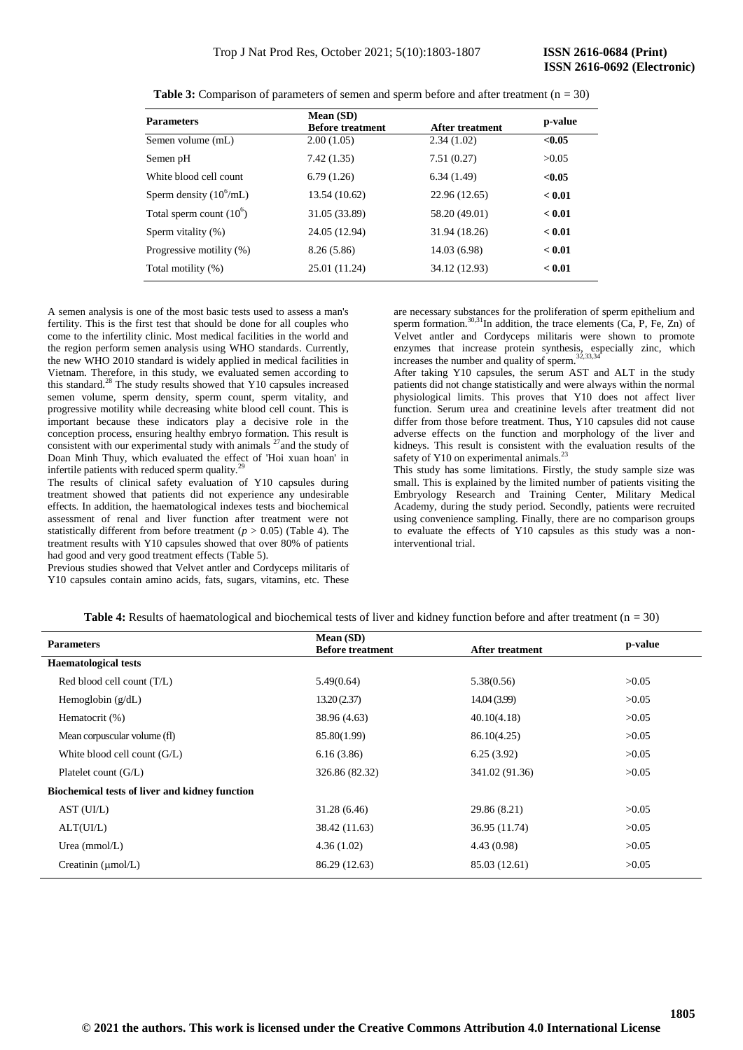**Table 3:** Comparison of parameters of semen and sperm before and after treatment (n = 30)

| Parameters | Mean (SD) Before treatment | After treatment | p-value |
|---|---|---|---|
| Semen volume (mL) | 2.00 (1.05) | 2.34 (1.02) | **<0.05** |
| Semen pH | 7.42 (1.35) | 7.51 (0.27) | >0.05 |
| White blood cell count | 6.79 (1.26) | 6.34 (1.49) | **<0.05** |
| Sperm density ($10^6$/mL) | 13.54 (10.62) | 22.96 (12.65) | **< 0.01** |
| Total sperm count ($10^6$) | 31.05 (33.89) | 58.20 (49.01) | **< 0.01** |
| Sperm vitality (%) | 24.05 (12.94) | 31.94 (18.26) | **< 0.01** |
| Progressive motility (%) | 8.26 (5.86) | 14.03 (6.98) | **< 0.01** |
| Total motility (%) | 25.01 (11.24) | 34.12 (12.93) | **< 0.01** |

A semen analysis is one of the most basic tests used to assess a man's fertility. This is the first test that should be done for all couples who come to the infertility clinic. Most medical facilities in the world and the region perform semen analysis using WHO standards. Currently, the new WHO 2010 standard is widely applied in medical facilities in Vietnam. Therefore, in this study, we evaluated semen according to this standard.[28] The study results showed that Y10 capsules increased semen volume, sperm density, sperm count, sperm vitality, and progressive motility while decreasing white blood cell count. This is important because these indicators play a decisive role in the conception process, ensuring healthy embryo formation. This result is consistent with our experimental study with animals [27] and the study of Doan Minh Thuy, which evaluated the effect of 'Hoi xuan hoan' in infertile patients with reduced sperm quality.[29]

The results of clinical safety evaluation of Y10 capsules during treatment showed that patients did not experience any undesirable effects. In addition, the haematological indexes tests and biochemical assessment of renal and liver function after treatment were not statistically different from before treatment ($p > 0.05$) (Table 4). The treatment results with Y10 capsules showed that over 80% of patients had good and very good treatment effects (Table 5).

Previous studies showed that Velvet antler and Cordyceps militaris of Y10 capsules contain amino acids, fats, sugars, vitamins, etc. These are necessary substances for the proliferation of sperm epithelium and sperm formation.[30,31] In addition, the trace elements (Ca, P, Fe, Zn) of Velvet antler and Cordyceps militaris were shown to promote enzymes that increase protein synthesis, especially zinc, which increases the number and quality of sperm.[32,33,34]

After taking Y10 capsules, the serum AST and ALT in the study patients did not change statistically and were always within the normal physiological limits. This proves that Y10 does not affect liver function. Serum urea and creatinine levels after treatment did not differ from those before treatment. Thus, Y10 capsules did not cause adverse effects on the function and morphology of the liver and kidneys. This result is consistent with the evaluation results of the safety of Y10 on experimental animals.[23]

This study has some limitations. Firstly, the study sample size was small. This is explained by the limited number of patients visiting the Embryology Research and Training Center, Military Medical Academy, during the study period. Secondly, patients were recruited using convenience sampling. Finally, there are no comparison groups to evaluate the effects of Y10 capsules as this study was a non-interventional trial.

**Table 4:** Results of haematological and biochemical tests of liver and kidney function before and after treatment (n = 30)

| Parameters | Mean (SD) Before treatment | After treatment | p-value |
|---|---|---|---|
| **Haematological tests** | | | |
| Red blood cell count (T/L) | 5.49(0.64) | 5.38(0.56) | >0.05 |
| Hemoglobin (g/dL) | 13.20 (2.37) | 14.04 (3.99) | >0.05 |
| Hematocrit (%) | 38.96 (4.63) | 40.10(4.18) | >0.05 |
| Mean corpuscular volume (fl) | 85.80(1.99) | 86.10(4.25) | >0.05 |
| White blood cell count (G/L) | 6.16 (3.86) | 6.25 (3.92) | >0.05 |
| Platelet count (G/L) | 326.86 (82.32) | 341.02 (91.36) | >0.05 |
| **Biochemical tests of liver and kidney function** | | | |
| AST (UI/L) | 31.28 (6.46) | 29.86 (8.21) | >0.05 |
| ALT(UI/L) | 38.42 (11.63) | 36.95 (11.74) | >0.05 |
| Urea (mmol/L) | 4.36 (1.02) | 4.43 (0.98) | >0.05 |
| Creatinin (μmol/L) | 86.29 (12.63) | 85.03 (12.61) | >0.05 |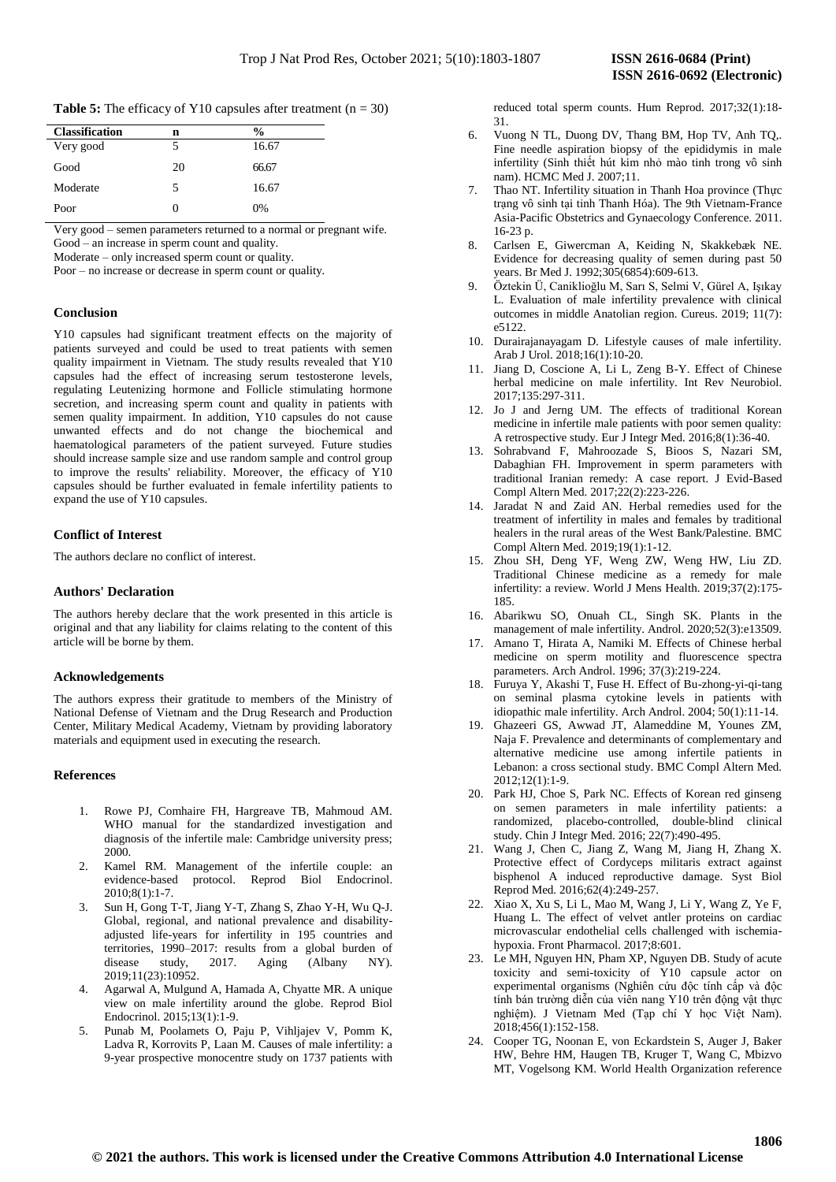**Table 5:** The efficacy of Y10 capsules after treatment (n = 30)

| Classification | n | % |
|---|---|---|
| Very good | 5 | 16.67 |
| Good | 20 | 66.67 |
| Moderate | 5 | 16.67 |
| Poor | 0 | 0% |

Very good – semen parameters returned to a normal or pregnant wife.
Good – an increase in sperm count and quality.
Moderate – only increased sperm count or quality.
Poor – no increase or decrease in sperm count or quality.

## Conclusion

Y10 capsules had significant treatment effects on the majority of patients surveyed and could be used to treat patients with semen quality impairment in Vietnam. The study results revealed that Y10 capsules had the effect of increasing serum testosterone levels, regulating Leutenizing hormone and Follicle stimulating hormone secretion, and increasing sperm count and quality in patients with semen quality impairment. In addition, Y10 capsules do not cause unwanted effects and do not change the biochemical and haematological parameters of the patient surveyed. Future studies should increase sample size and use random sample and control group to improve the results' reliability. Moreover, the efficacy of Y10 capsules should be further evaluated in female infertility patients to expand the use of Y10 capsules.

## Conflict of Interest

The authors declare no conflict of interest.

## Authors' Declaration

The authors hereby declare that the work presented in this article is original and that any liability for claims relating to the content of this article will be borne by them.

## Acknowledgements

The authors express their gratitude to members of the Ministry of National Defense of Vietnam and the Drug Research and Production Center, Military Medical Academy, Vietnam by providing laboratory materials and equipment used in executing the research.

## References

1. Rowe PJ, Comhaire FH, Hargreave TB, Mahmoud AM. WHO manual for the standardized investigation and diagnosis of the infertile male: Cambridge university press; 2000.
2. Kamel RM. Management of the infertile couple: an evidence-based protocol. Reprod Biol Endocrinol. 2010;8(1):1-7.
3. Sun H, Gong T-T, Jiang Y-T, Zhang S, Zhao Y-H, Wu Q-J. Global, regional, and national prevalence and disability-adjusted life-years for infertility in 195 countries and territories, 1990–2017: results from a global burden of disease study, 2017. Aging (Albany NY). 2019;11(23):10952.
4. Agarwal A, Mulgund A, Hamada A, Chyatte MR. A unique view on male infertility around the globe. Reprod Biol Endocrinol. 2015;13(1):1-9.
5. Punab M, Poolamets O, Paju P, Vihljajev V, Pomm K, Ladva R, Korrovits P, Laan M. Causes of male infertility: a 9-year prospective monocentre study on 1737 patients with reduced total sperm counts. Hum Reprod. 2017;32(1):18-31.
6. Vuong N TL, Duong DV, Thang BM, Hop TV, Anh TQ,. Fine needle aspiration biopsy of the epididymis in male infertility (Sinh thiết hút kim nhỏ mào tinh trong vô sinh nam). HCMC Med J. 2007;11.
7. Thao NT. Infertility situation in Thanh Hoa province (Thực trạng vô sinh tại tỉnh Thanh Hóa). The 9th Vietnam-France Asia-Pacific Obstetrics and Gynaecology Conference. 2011. 16-23 p.
8. Carlsen E, Giwercman A, Keiding N, Skakkebæk NE. Evidence for decreasing quality of semen during past 50 years. Br Med J. 1992;305(6854):609-613.
9. Öztekin Ü, Caniklioğlu M, Sarı S, Selmi V, Gürel A, Işıkay L. Evaluation of male infertility prevalence with clinical outcomes in middle Anatolian region. Cureus. 2019; 11(7): e5122.
10. Durairajanayagam D. Lifestyle causes of male infertility. Arab J Urol. 2018;16(1):10-20.
11. Jiang D, Coscione A, Li L, Zeng B-Y. Effect of Chinese herbal medicine on male infertility. Int Rev Neurobiol. 2017;135:297-311.
12. Jo J and Jerng UM. The effects of traditional Korean medicine in infertile male patients with poor semen quality: A retrospective study. Eur J Integr Med. 2016;8(1):36-40.
13. Sohrabvand F, Mahroozade S, Bioos S, Nazari SM, Dabaghian FH. Improvement in sperm parameters with traditional Iranian remedy: A case report. J Evid-Based Compl Altern Med. 2017;22(2):223-226.
14. Jaradat N and Zaid AN. Herbal remedies used for the treatment of infertility in males and females by traditional healers in the rural areas of the West Bank/Palestine. BMC Compl Altern Med. 2019;19(1):1-12.
15. Zhou SH, Deng YF, Weng ZW, Weng HW, Liu ZD. Traditional Chinese medicine as a remedy for male infertility: a review. World J Mens Health. 2019;37(2):175-185.
16. Abarikwu SO, Onuah CL, Singh SK. Plants in the management of male infertility. Androl. 2020;52(3):e13509.
17. Amano T, Hirata A, Namiki M. Effects of Chinese herbal medicine on sperm motility and fluorescence spectra parameters. Arch Androl. 1996; 37(3):219-224.
18. Furuya Y, Akashi T, Fuse H. Effect of Bu-zhong-yi-qi-tang on seminal plasma cytokine levels in patients with idiopathic male infertility. Arch Androl. 2004; 50(1):11-14.
19. Ghazeeri GS, Awwad JT, Alameddine M, Younes ZM, Naja F. Prevalence and determinants of complementary and alternative medicine use among infertile patients in Lebanon: a cross sectional study. BMC Compl Altern Med. 2012;12(1):1-9.
20. Park HJ, Choe S, Park NC. Effects of Korean red ginseng on semen parameters in male infertility patients: a randomized, placebo-controlled, double-blind clinical study. Chin J Integr Med. 2016; 22(7):490-495.
21. Wang J, Chen C, Jiang Z, Wang M, Jiang H, Zhang X. Protective effect of Cordyceps militaris extract against bisphenol A induced reproductive damage. Syst Biol Reprod Med. 2016;62(4):249-257.
22. Xiao X, Xu S, Li L, Mao M, Wang J, Li Y, Wang Z, Ye F, Huang L. The effect of velvet antler proteins on cardiac microvascular endothelial cells challenged with ischemia-hypoxia. Front Pharmacol. 2017;8:601.
23. Le MH, Nguyen HN, Pham XP, Nguyen DB. Study of acute toxicity and semi-toxicity of Y10 capsule actor on experimental organisms (Nghiên cứu độc tính cấp và độc tính bán trường diễn của viên nang Y10 trên động vật thực nghiệm). J Vietnam Med (Tạp chí Y học Việt Nam). 2018;456(1):152-158.
24. Cooper TG, Noonan E, von Eckardstein S, Auger J, Baker HW, Behre HM, Haugen TB, Kruger T, Wang C, Mbizvo MT, Vogelsong KM. World Health Organization reference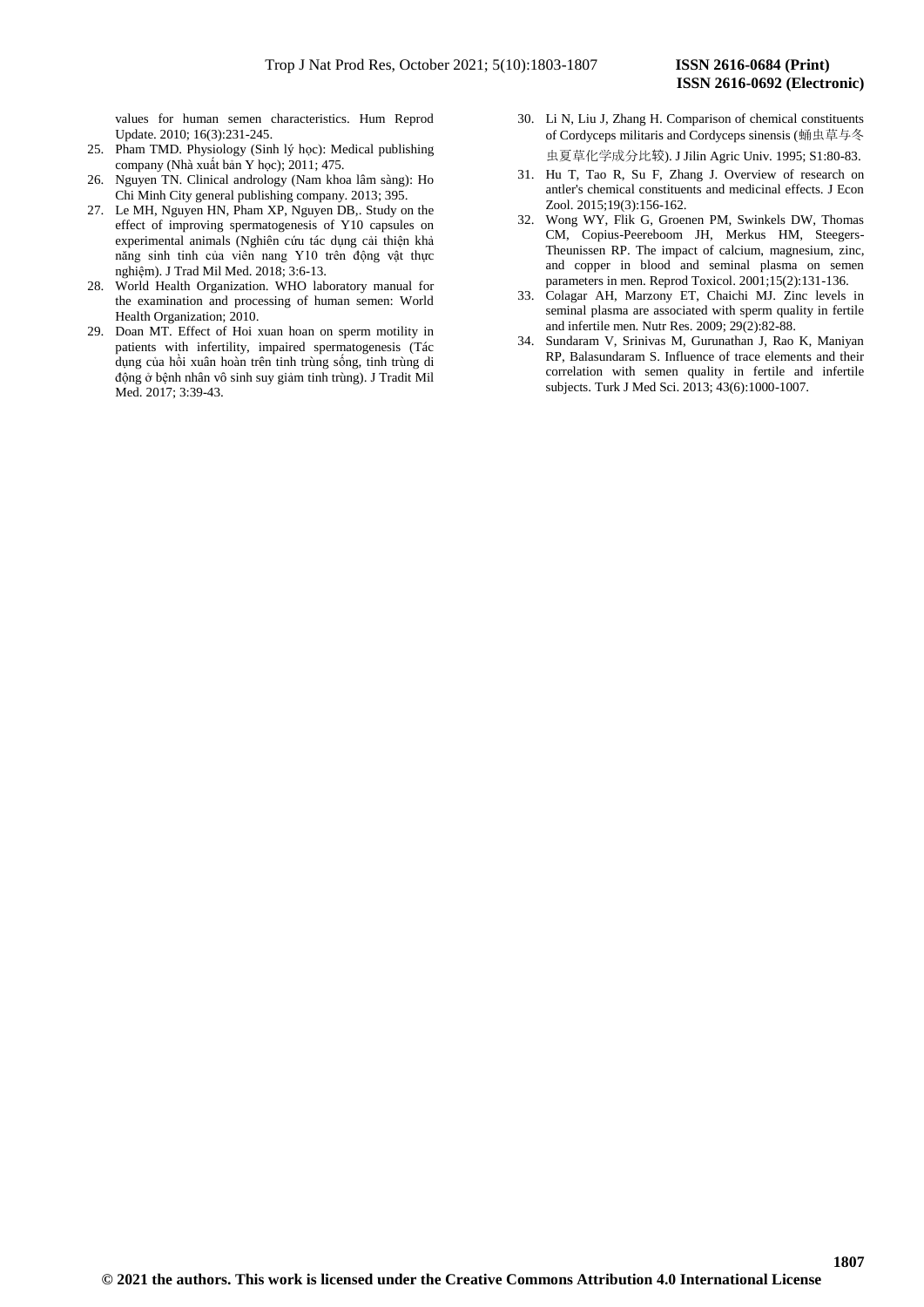values for human semen characteristics. Hum Reprod Update. 2010; 16(3):231-245.

25. Pham TMD. Physiology (Sinh lý học): Medical publishing company (Nhà xuất bản Y học); 2011; 475.
26. Nguyen TN. Clinical andrology (Nam khoa lâm sàng): Ho Chi Minh City general publishing company. 2013; 395.
27. Le MH, Nguyen HN, Pham XP, Nguyen DB,. Study on the effect of improving spermatogenesis of Y10 capsules on experimental animals (Nghiên cứu tác dụng cải thiện khả năng sinh tinh của viên nang Y10 trên động vật thực nghiệm). J Trad Mil Med. 2018; 3:6-13.
28. World Health Organization. WHO laboratory manual for the examination and processing of human semen: World Health Organization; 2010.
29. Doan MT. Effect of Hoi xuan hoan on sperm motility in patients with infertility, impaired spermatogenesis (Tác dụng của hồi xuân hoàn trên tinh trùng sống, tinh trùng di động ở bệnh nhân vô sinh suy giảm tinh trùng). J Tradit Mil Med. 2017; 3:39-43.
30. Li N, Liu J, Zhang H. Comparison of chemical constituents of Cordyceps militaris and Cordyceps sinensis (蛹虫草与冬虫夏草化学成分比较). J Jilin Agric Univ. 1995; S1:80-83.
31. Hu T, Tao R, Su F, Zhang J. Overview of research on antler's chemical constituents and medicinal effects. J Econ Zool. 2015;19(3):156-162.
32. Wong WY, Flik G, Groenen PM, Swinkels DW, Thomas CM, Copius-Peereboom JH, Merkus HM, Steegers-Theunissen RP. The impact of calcium, magnesium, zinc, and copper in blood and seminal plasma on semen parameters in men. Reprod Toxicol. 2001;15(2):131-136.
33. Colagar AH, Marzony ET, Chaichi MJ. Zinc levels in seminal plasma are associated with sperm quality in fertile and infertile men. Nutr Res. 2009; 29(2):82-88.
34. Sundaram V, Srinivas M, Gurunathan J, Rao K, Maniyan RP, Balasundaram S. Influence of trace elements and their correlation with semen quality in fertile and infertile subjects. Turk J Med Sci. 2013; 43(6):1000-1007.

**© 2021 the authors. This work is licensed under the Creative Commons Attribution 4.0 International License**